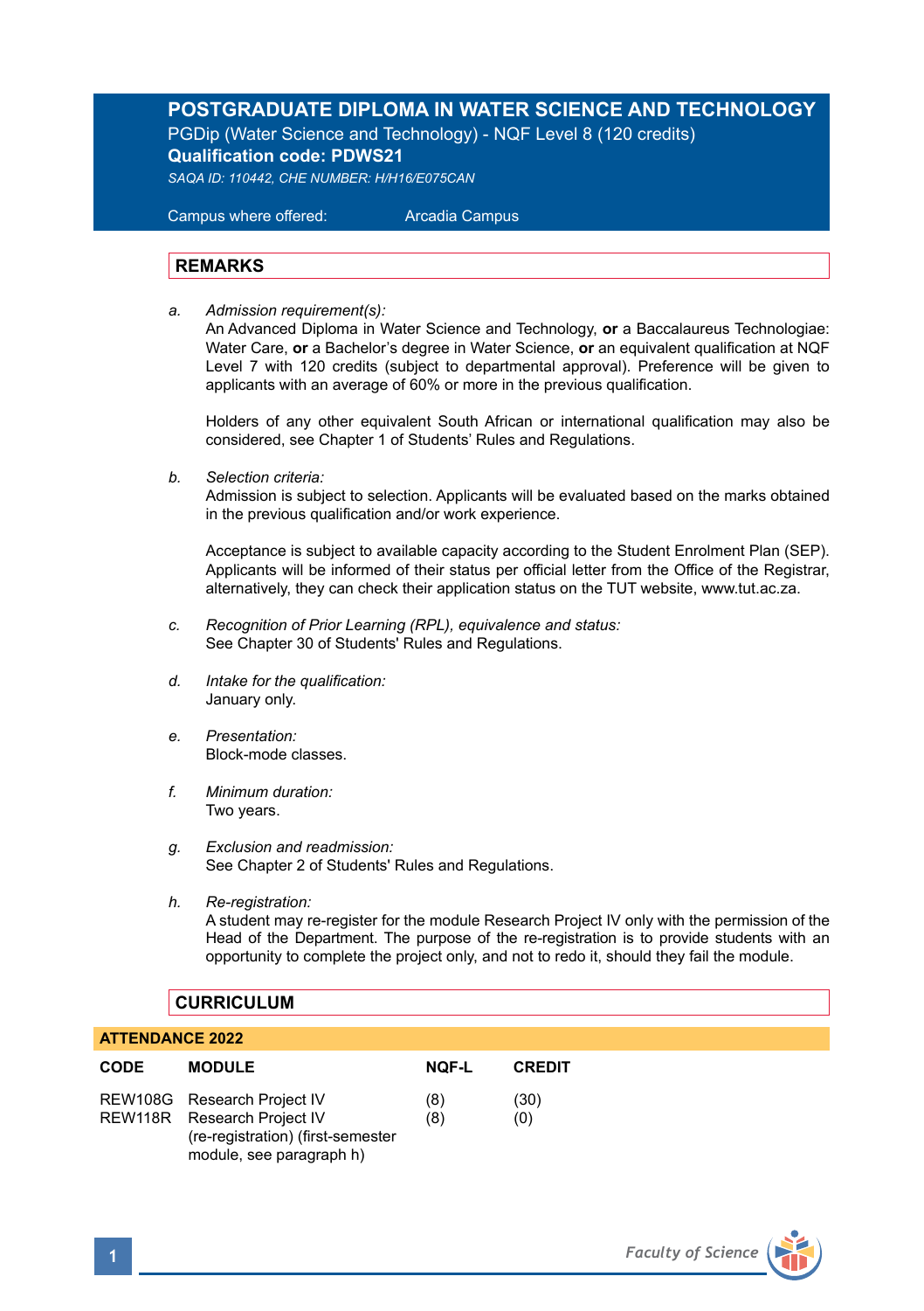# POSTGRADUATE DIPLOMA IN WATER SCIENCE AND TECHNOLOGY

PGDip (Water Science and Technology) - NQF Level 8 (120 credits)

**Qualification code: PDWS21**

*SAQA ID: 110442, CHE NUMBER: H/H16/E075CAN*

Campus where offered: Arcadia Campus

## REMARKS

*a. Admission requirement(s):*
An Advanced Diploma in Water Science and Technology, **or** a Baccalaureus Technologiae: Water Care, **or** a Bachelor's degree in Water Science, **or** an equivalent qualification at NQF Level 7 with 120 credits (subject to departmental approval). Preference will be given to applicants with an average of 60% or more in the previous qualification.

Holders of any other equivalent South African or international qualification may also be considered, see Chapter 1 of Students' Rules and Regulations.

*b. Selection criteria:*
Admission is subject to selection. Applicants will be evaluated based on the marks obtained in the previous qualification and/or work experience.

Acceptance is subject to available capacity according to the Student Enrolment Plan (SEP). Applicants will be informed of their status per official letter from the Office of the Registrar, alternatively, they can check their application status on the TUT website, www.tut.ac.za.

*c. Recognition of Prior Learning (RPL), equivalence and status:*
See Chapter 30 of Students' Rules and Regulations.

*d. Intake for the qualification:*
January only.

*e. Presentation:*
Block-mode classes.

*f. Minimum duration:*
Two years.

*g. Exclusion and readmission:*
See Chapter 2 of Students' Rules and Regulations.

*h. Re-registration:*
A student may re-register for the module Research Project IV only with the permission of the Head of the Department. The purpose of the re-registration is to provide students with an opportunity to complete the project only, and not to redo it, should they fail the module.

## CURRICULUM

**ATTENDANCE 2022**

| CODE | MODULE | NQF-L | CREDIT |
|---|---|---|---|
| REW108G | Research Project IV | (8) | (30) |
| REW118R | Research Project IV (re-registration) (first-semester module, see paragraph h) | (8) | (0) |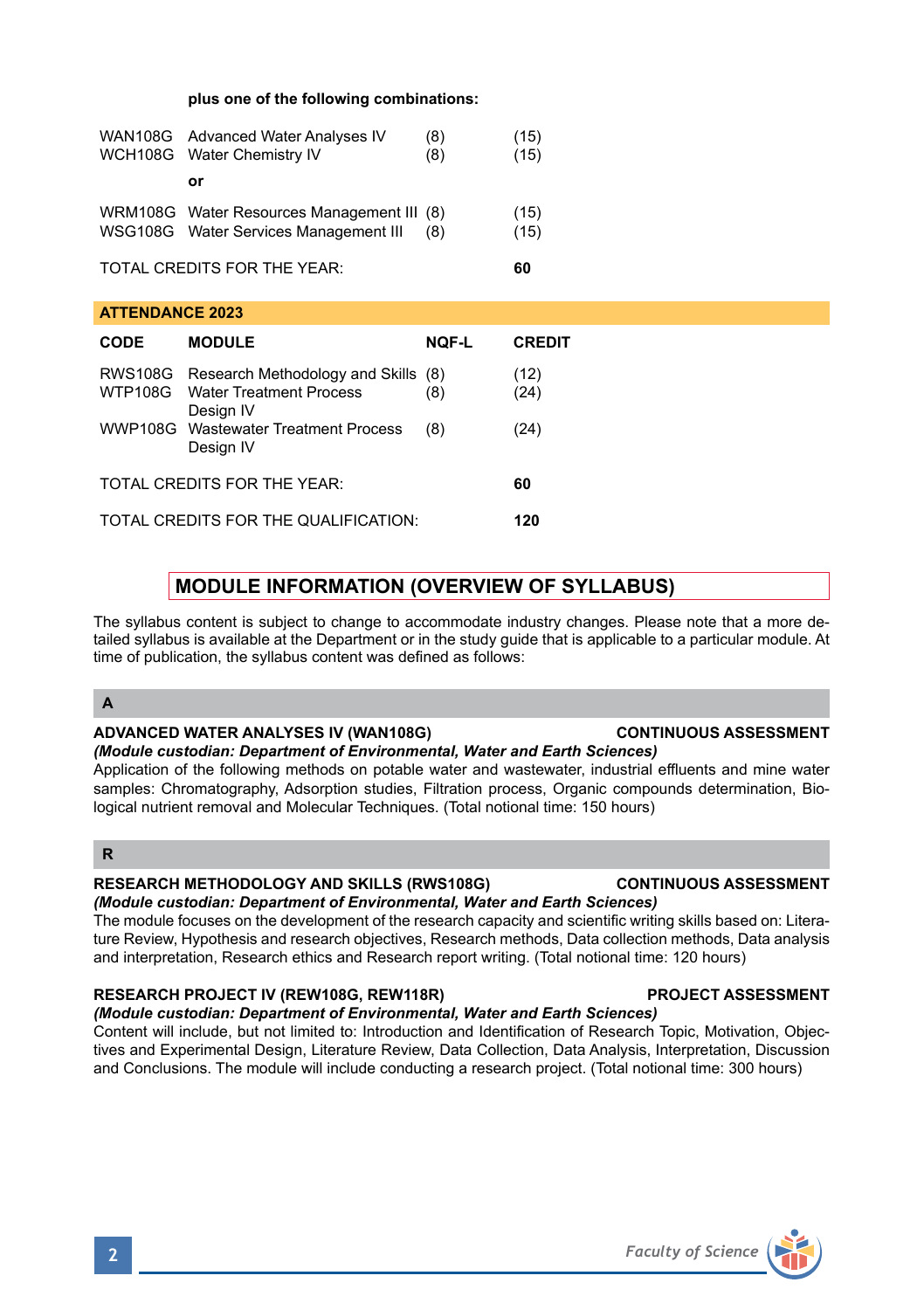**plus one of the following combinations:**

| | | | |
|---|---|---|---|
| WAN108G | Advanced Water Analyses IV | (8) | (15) |
| WCH108G | Water Chemistry IV | (8) | (15) |
| | **or** | | |
| WRM108G | Water Resources Management III | (8) | (15) |
| WSG108G | Water Services Management III | (8) | (15) |

TOTAL CREDITS FOR THE YEAR: **60**

## ATTENDANCE 2023

| CODE | MODULE | NQF-L | CREDIT |
|---|---|---|---|
| RWS108G | Research Methodology and Skills | (8) | (12) |
| WTP108G | Water Treatment Process Design IV | (8) | (24) |
| WWP108G | Wastewater Treatment Process Design IV | (8) | (24) |

TOTAL CREDITS FOR THE YEAR: **60**

TOTAL CREDITS FOR THE QUALIFICATION: **120**

## MODULE INFORMATION (OVERVIEW OF SYLLABUS)

The syllabus content is subject to change to accommodate industry changes. Please note that a more detailed syllabus is available at the Department or in the study guide that is applicable to a particular module. At time of publication, the syllabus content was defined as follows:

### A

**ADVANCED WATER ANALYSES IV (WAN108G)** — **CONTINUOUS ASSESSMENT**
***(Module custodian: Department of Environmental, Water and Earth Sciences)***
Application of the following methods on potable water and wastewater, industrial effluents and mine water samples: Chromatography, Adsorption studies, Filtration process, Organic compounds determination, Biological nutrient removal and Molecular Techniques. (Total notional time: 150 hours)

### R

**RESEARCH METHODOLOGY AND SKILLS (RWS108G)** — **CONTINUOUS ASSESSMENT**
***(Module custodian: Department of Environmental, Water and Earth Sciences)***
The module focuses on the development of the research capacity and scientific writing skills based on: Literature Review, Hypothesis and research objectives, Research methods, Data collection methods, Data analysis and interpretation, Research ethics and Research report writing. (Total notional time: 120 hours)

**RESEARCH PROJECT IV (REW108G, REW118R)** — **PROJECT ASSESSMENT**
***(Module custodian: Department of Environmental, Water and Earth Sciences)***
Content will include, but not limited to: Introduction and Identification of Research Topic, Motivation, Objectives and Experimental Design, Literature Review, Data Collection, Data Analysis, Interpretation, Discussion and Conclusions. The module will include conducting a research project. (Total notional time: 300 hours)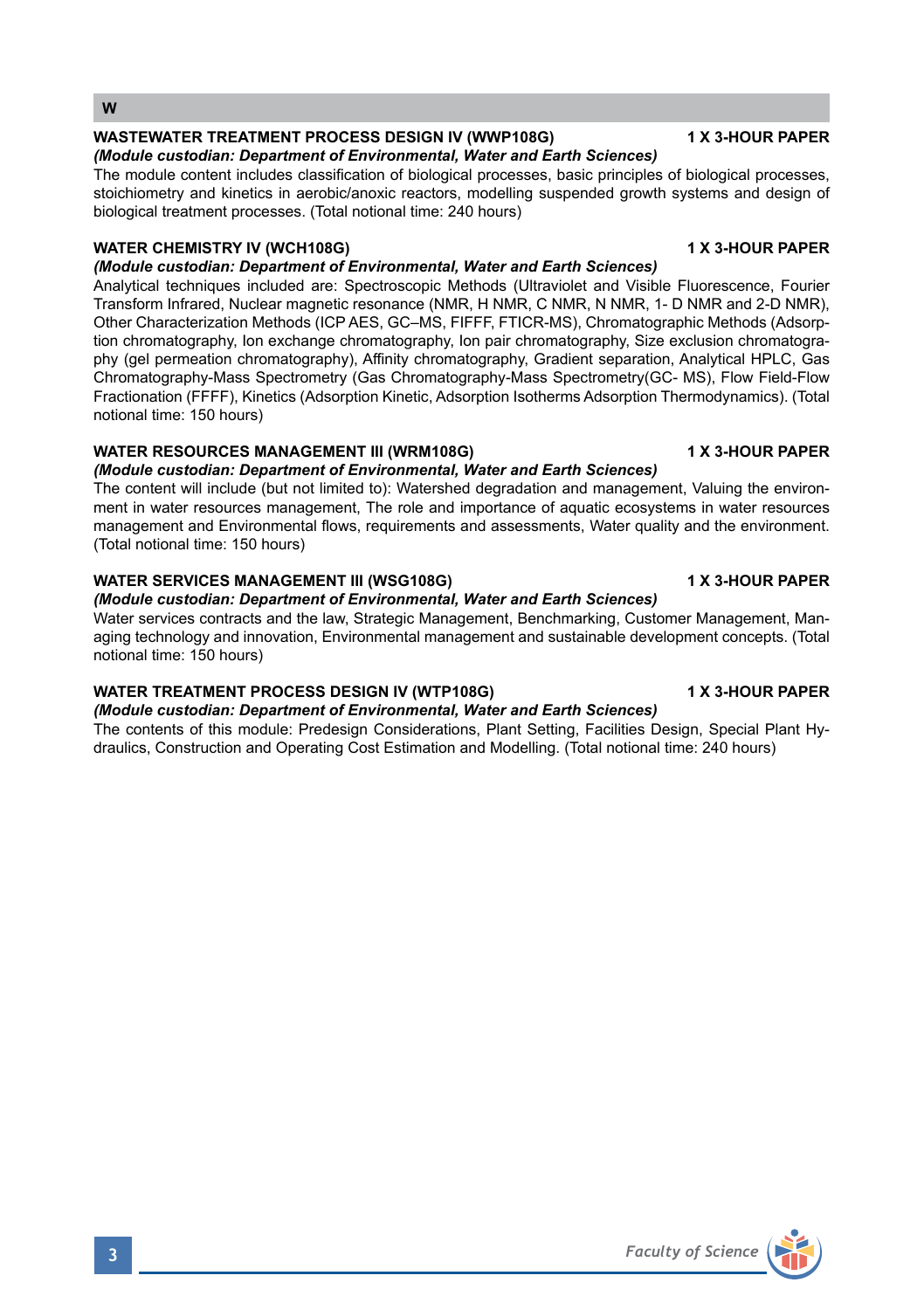## W

**WASTEWATER TREATMENT PROCESS DESIGN IV (WWP108G)** **1 X 3-HOUR PAPER**

***(Module custodian: Department of Environmental, Water and Earth Sciences)***

The module content includes classification of biological processes, basic principles of biological processes, stoichiometry and kinetics in aerobic/anoxic reactors, modelling suspended growth systems and design of biological treatment processes. (Total notional time: 240 hours)

**WATER CHEMISTRY IV (WCH108G)** **1 X 3-HOUR PAPER**

***(Module custodian: Department of Environmental, Water and Earth Sciences)***

Analytical techniques included are: Spectroscopic Methods (Ultraviolet and Visible Fluorescence, Fourier Transform Infrared, Nuclear magnetic resonance (NMR, H NMR, C NMR, N NMR, 1- D NMR and 2-D NMR), Other Characterization Methods (ICP AES, GC–MS, FIFFF, FTICR-MS), Chromatographic Methods (Adsorption chromatography, Ion exchange chromatography, Ion pair chromatography, Size exclusion chromatography (gel permeation chromatography), Affinity chromatography, Gradient separation, Analytical HPLC, Gas Chromatography-Mass Spectrometry (Gas Chromatography-Mass Spectrometry(GC- MS), Flow Field-Flow Fractionation (FFFF), Kinetics (Adsorption Kinetic, Adsorption Isotherms Adsorption Thermodynamics). (Total notional time: 150 hours)

**WATER RESOURCES MANAGEMENT III (WRM108G)** **1 X 3-HOUR PAPER**

***(Module custodian: Department of Environmental, Water and Earth Sciences)***

The content will include (but not limited to): Watershed degradation and management, Valuing the environment in water resources management, The role and importance of aquatic ecosystems in water resources management and Environmental flows, requirements and assessments, Water quality and the environment. (Total notional time: 150 hours)

**WATER SERVICES MANAGEMENT III (WSG108G)** **1 X 3-HOUR PAPER**

***(Module custodian: Department of Environmental, Water and Earth Sciences)***

Water services contracts and the law, Strategic Management, Benchmarking, Customer Management, Managing technology and innovation, Environmental management and sustainable development concepts. (Total notional time: 150 hours)

**WATER TREATMENT PROCESS DESIGN IV (WTP108G)** **1 X 3-HOUR PAPER**

***(Module custodian: Department of Environmental, Water and Earth Sciences)***

The contents of this module: Predesign Considerations, Plant Setting, Facilities Design, Special Plant Hydraulics, Construction and Operating Cost Estimation and Modelling. (Total notional time: 240 hours)